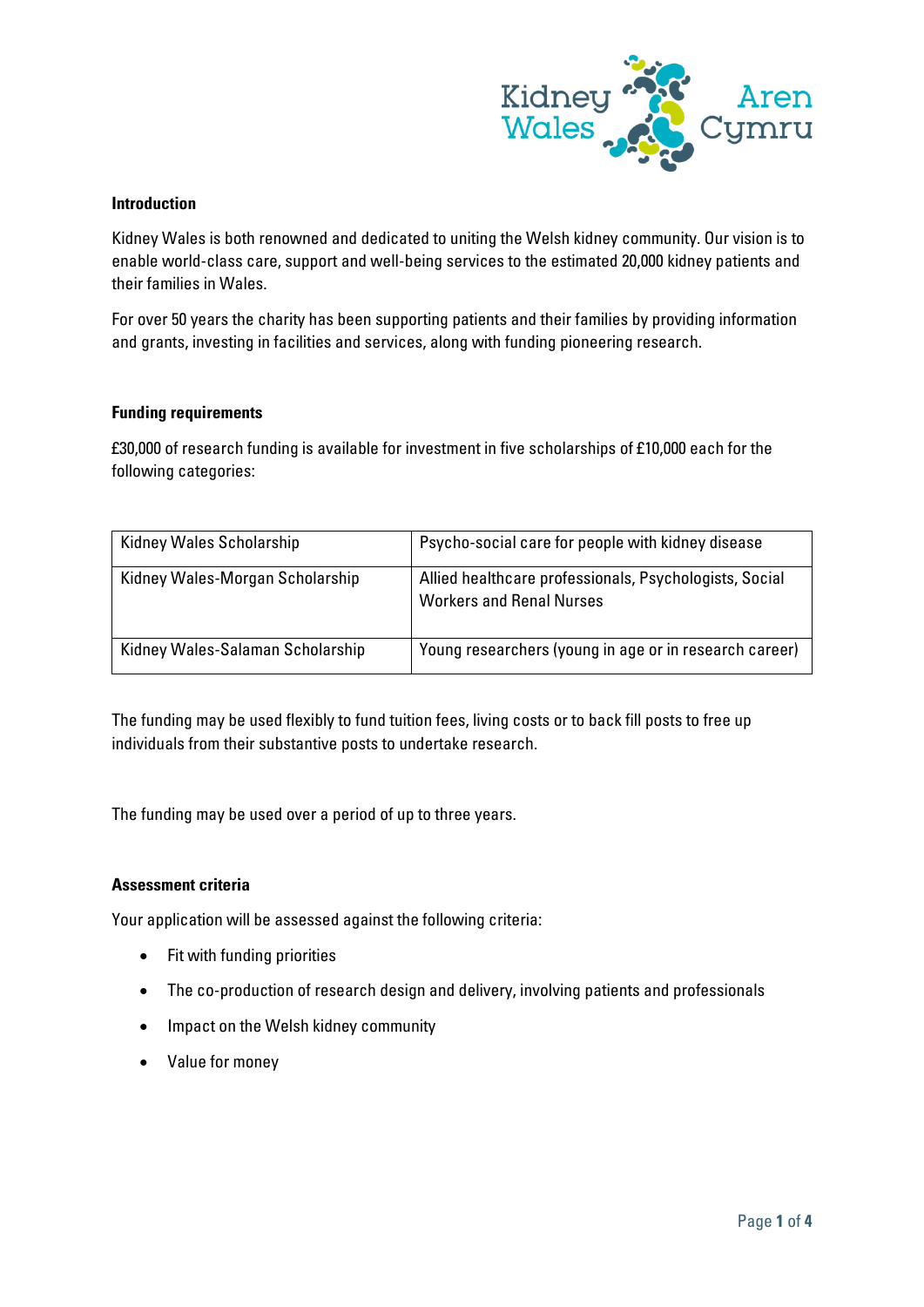## Introduction

Kidney Wales is both renowned and dedicated to uniting the Welsh kidney community. Our vision is to enable world-class care, support and well-being services to the estimated 20,000 kidney patients and their families in Wales.

For over 50 years the charity has been supporting patients and their families by providing information and grants, investing in facilities and services, along with funding pioneering research.

## Funding requirements

£30,000 of research funding is available for investment in five scholarships of £10,000 each for the following categories:

| | |
|---|---|
| Kidney Wales Scholarship | Psycho-social care for people with kidney disease |
| Kidney Wales-Morgan Scholarship | Allied healthcare professionals, Psychologists, Social Workers and Renal Nurses |
| Kidney Wales-Salaman Scholarship | Young researchers (young in age or in research career) |

The funding may be used flexibly to fund tuition fees, living costs or to back fill posts to free up individuals from their substantive posts to undertake research.

The funding may be used over a period of up to three years.

## Assessment criteria

Your application will be assessed against the following criteria:

- Fit with funding priorities
- The co-production of research design and delivery, involving patients and professionals
- Impact on the Welsh kidney community
- Value for money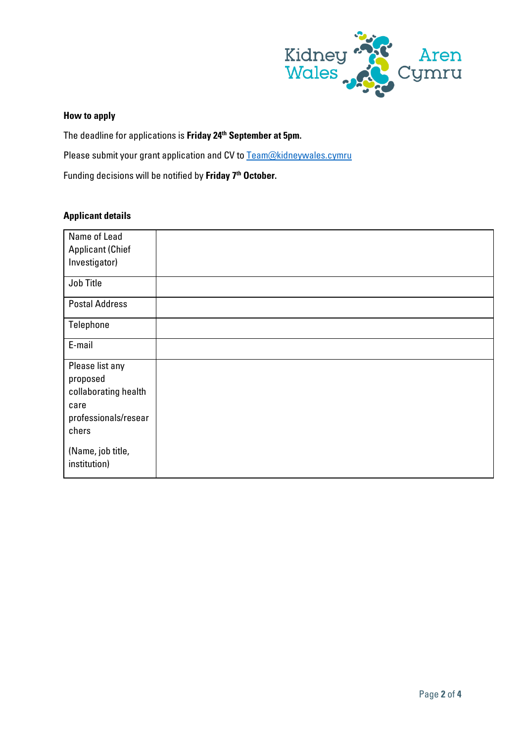**How to apply**

The deadline for applications is **Friday 24th September at 5pm.**

Please submit your grant application and CV to Team@kidneywales.cymru

Funding decisions will be notified by **Friday 7th October.**

**Applicant details**

| | |
|---|---|
| Name of Lead Applicant (Chief Investigator) | |
| Job Title | |
| Postal Address | |
| Telephone | |
| E-mail | |
| Please list any proposed collaborating health care professionals/researchers<br><br>(Name, job title, institution) | |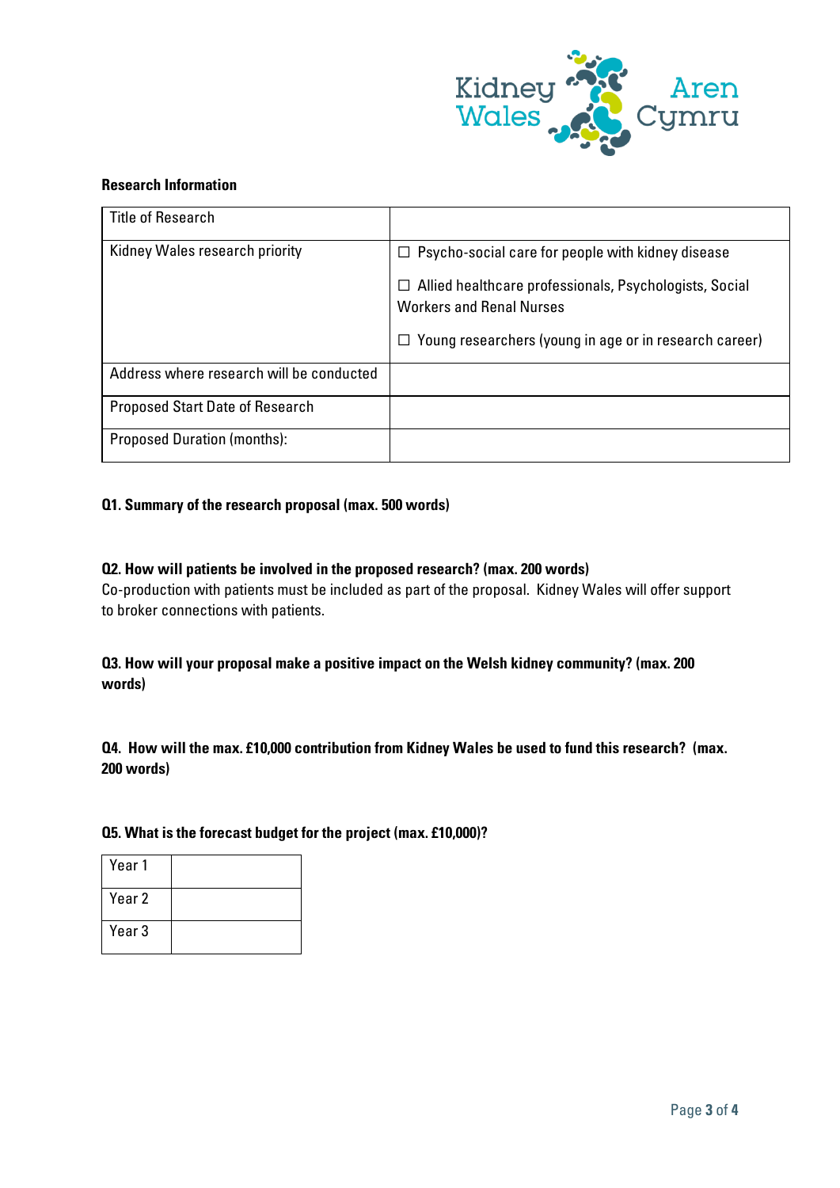**Research Information**

| | |
|---|---|
| Title of Research | |
| Kidney Wales research priority | ☐ Psycho-social care for people with kidney disease<br><br>☐ Allied healthcare professionals, Psychologists, Social Workers and Renal Nurses<br><br>☐ Young researchers (young in age or in research career) |
| Address where research will be conducted | |
| Proposed Start Date of Research | |
| Proposed Duration (months): | |

**Q1. Summary of the research proposal (max. 500 words)**

**Q2. How will patients be involved in the proposed research? (max. 200 words)**

Co-production with patients must be included as part of the proposal. Kidney Wales will offer support to broker connections with patients.

**Q3. How will your proposal make a positive impact on the Welsh kidney community? (max. 200 words)**

**Q4. How will the max. £10,000 contribution from Kidney Wales be used to fund this research? (max. 200 words)**

**Q5. What is the forecast budget for the project (max. £10,000)?**

| | |
|---|---|
| Year 1 | |
| Year 2 | |
| Year 3 | |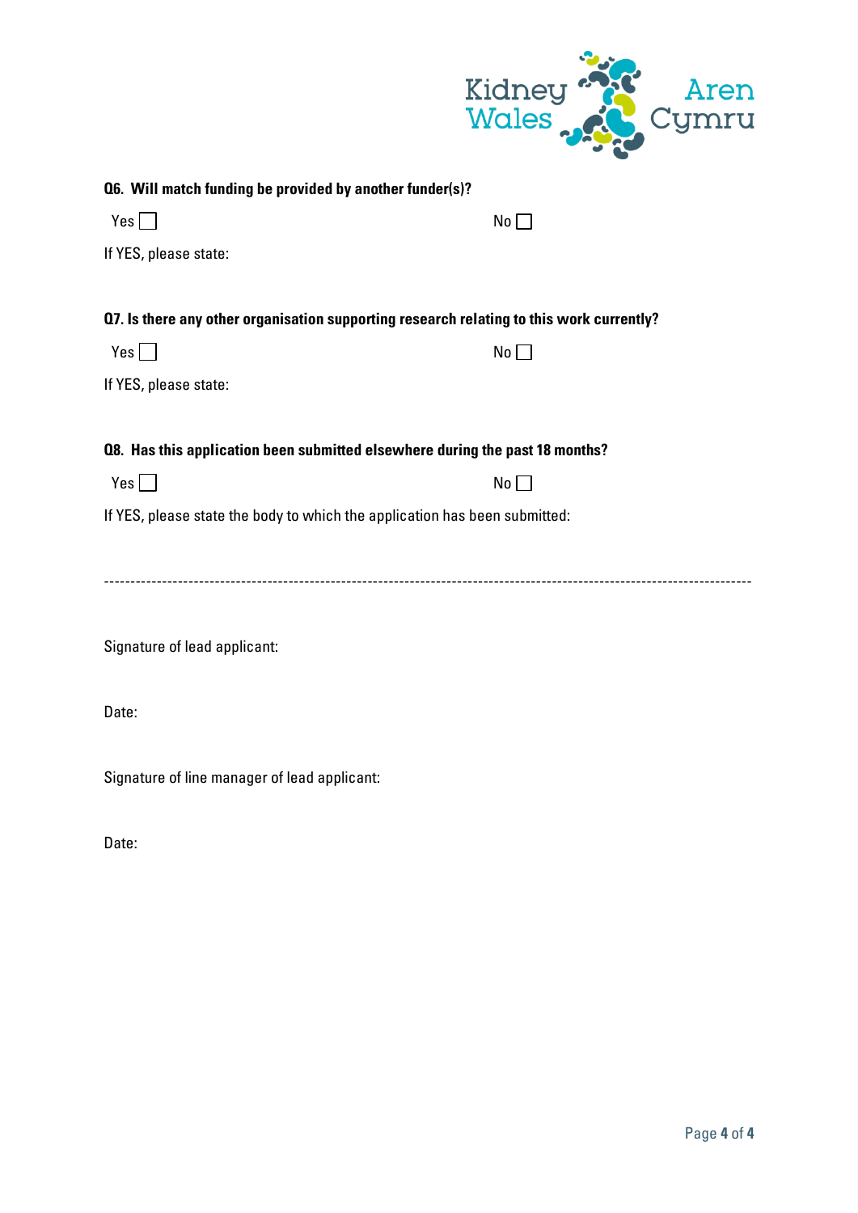**Q6. Will match funding be provided by another funder(s)?**

Yes ☐ No ☐

If YES, please state:

**Q7. Is there any other organisation supporting research relating to this work currently?**

Yes ☐ No ☐

If YES, please state:

**Q8. Has this application been submitted elsewhere during the past 18 months?**

Yes ☐ No ☐

If YES, please state the body to which the application has been submitted:

---

Signature of lead applicant:

Date:

Signature of line manager of lead applicant:

Date: